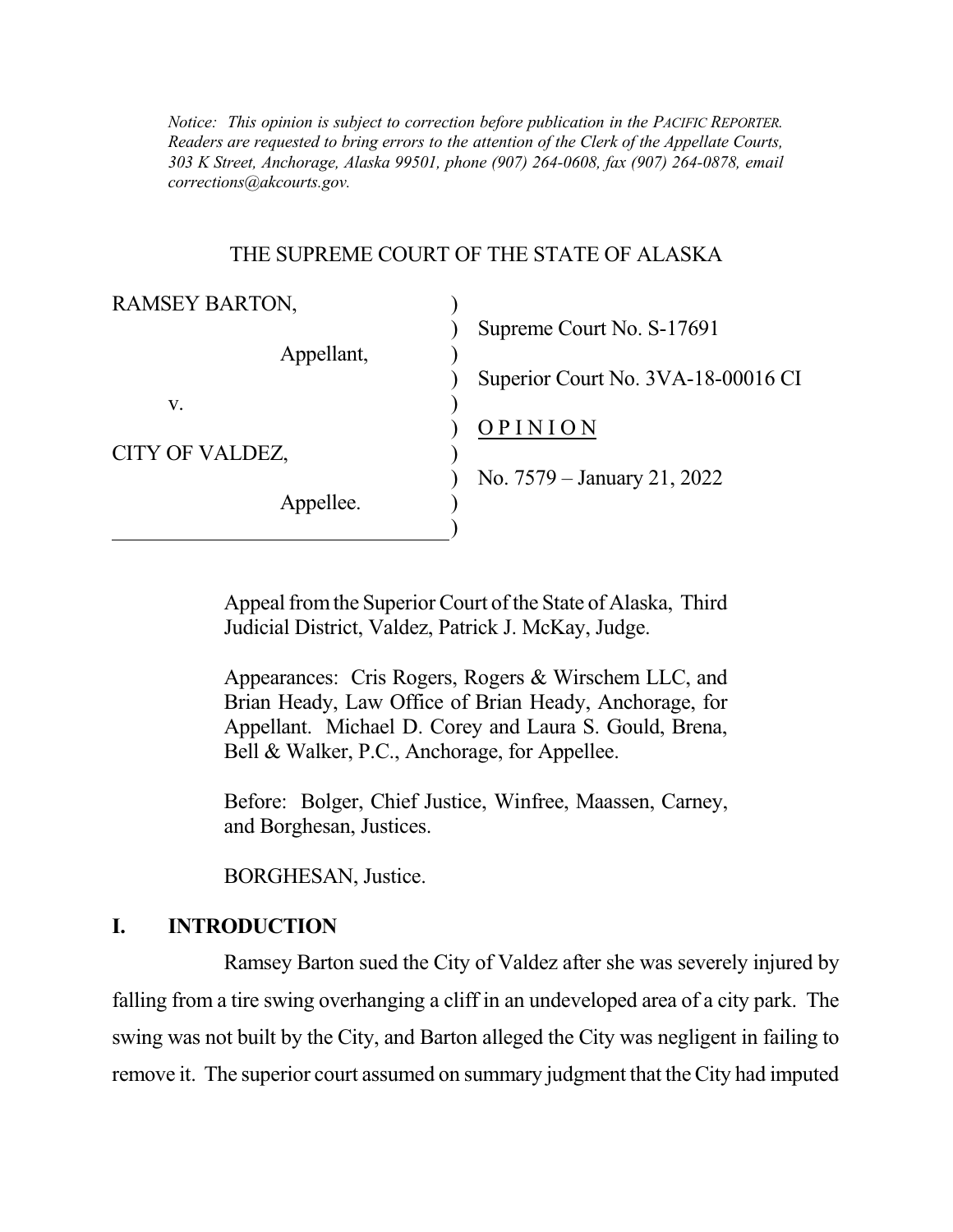*Notice: This opinion is subject to correction before publication in the PACIFIC REPORTER. Readers are requested to bring errors to the attention of the Clerk of the Appellate Courts, 303 K Street, Anchorage, Alaska 99501, phone (907) 264-0608, fax (907) 264-0878, email corrections@akcourts.gov.*

THE SUPREME COURT OF THE STATE OF ALASKA

| | |
|---|---|
| RAMSEY BARTON, | Supreme Court No. S-17691 |
| Appellant, | Superior Court No. 3VA-18-00016 CI |
| v. | <u>O P I N I O N</u> |
| CITY OF VALDEZ, | No. 7579 – January 21, 2022 |
| Appellee. | |

Appeal from the Superior Court of the State of Alaska, Third Judicial District, Valdez, Patrick J. McKay, Judge.

Appearances: Cris Rogers, Rogers & Wirschem LLC, and Brian Heady, Law Office of Brian Heady, Anchorage, for Appellant. Michael D. Corey and Laura S. Gould, Brena, Bell & Walker, P.C., Anchorage, for Appellee.

Before: Bolger, Chief Justice, Winfree, Maassen, Carney, and Borghesan, Justices.

BORGHESAN, Justice.

## I. INTRODUCTION

Ramsey Barton sued the City of Valdez after she was severely injured by falling from a tire swing overhanging a cliff in an undeveloped area of a city park. The swing was not built by the City, and Barton alleged the City was negligent in failing to remove it. The superior court assumed on summary judgment that the City had imputed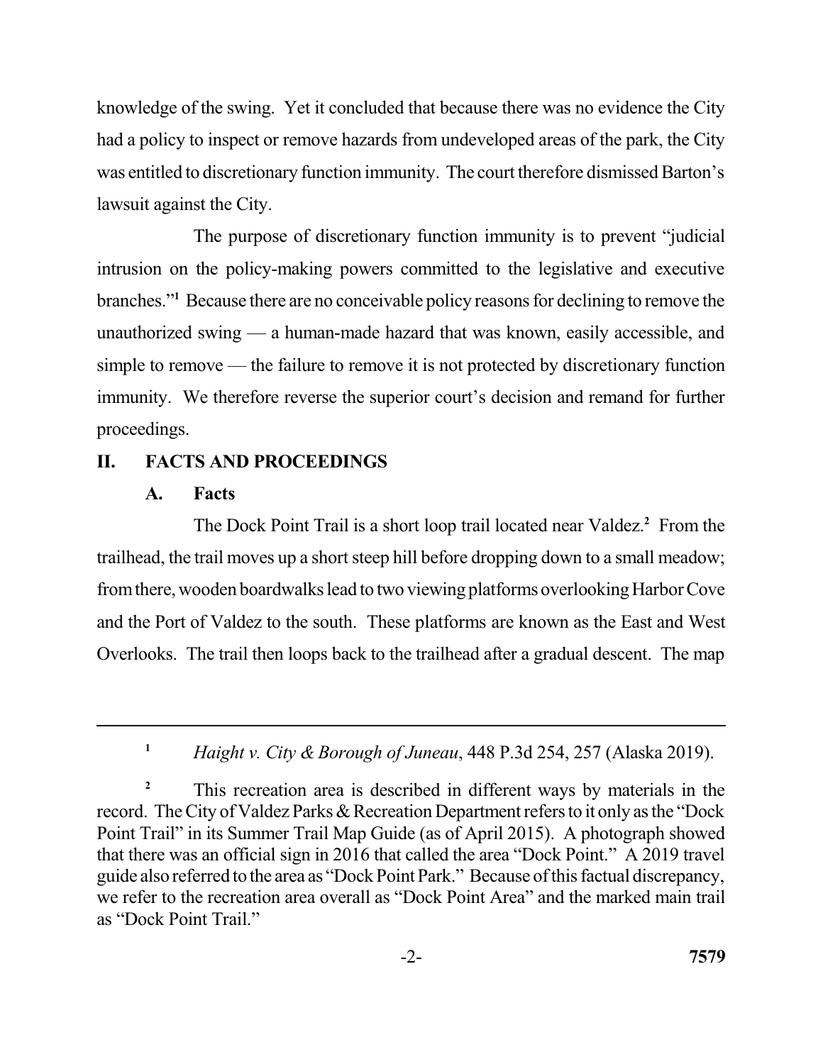knowledge of the swing. Yet it concluded that because there was no evidence the City had a policy to inspect or remove hazards from undeveloped areas of the park, the City was entitled to discretionary function immunity. The court therefore dismissed Barton's lawsuit against the City.

The purpose of discretionary function immunity is to prevent "judicial intrusion on the policy-making powers committed to the legislative and executive branches."[1] Because there are no conceivable policy reasons for declining to remove the unauthorized swing — a human-made hazard that was known, easily accessible, and simple to remove — the failure to remove it is not protected by discretionary function immunity. We therefore reverse the superior court's decision and remand for further proceedings.

## II. FACTS AND PROCEEDINGS

### A. Facts

The Dock Point Trail is a short loop trail located near Valdez.[2] From the trailhead, the trail moves up a short steep hill before dropping down to a small meadow; from there, wooden boardwalks lead to two viewing platforms overlooking Harbor Cove and the Port of Valdez to the south. These platforms are known as the East and West Overlooks. The trail then loops back to the trailhead after a gradual descent. The map

---

[1] *Haight v. City & Borough of Juneau*, 448 P.3d 254, 257 (Alaska 2019).

[2] This recreation area is described in different ways by materials in the record. The City of Valdez Parks & Recreation Department refers to it only as the "Dock Point Trail" in its Summer Trail Map Guide (as of April 2015). A photograph showed that there was an official sign in 2016 that called the area "Dock Point." A 2019 travel guide also referred to the area as "Dock Point Park." Because of this factual discrepancy, we refer to the recreation area overall as "Dock Point Area" and the marked main trail as "Dock Point Trail."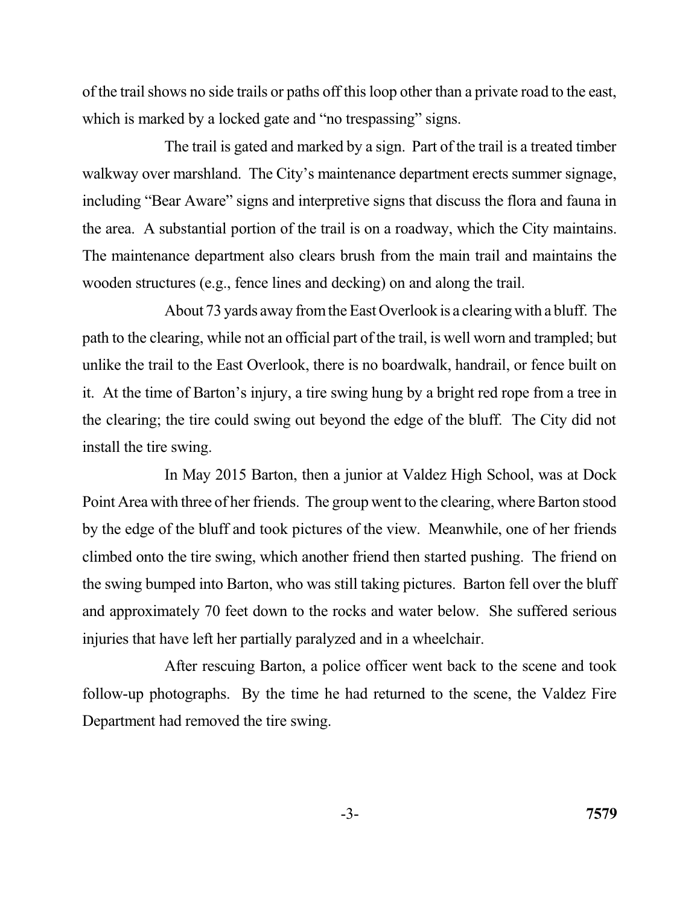of the trail shows no side trails or paths off this loop other than a private road to the east, which is marked by a locked gate and "no trespassing" signs.

The trail is gated and marked by a sign. Part of the trail is a treated timber walkway over marshland. The City's maintenance department erects summer signage, including "Bear Aware" signs and interpretive signs that discuss the flora and fauna in the area. A substantial portion of the trail is on a roadway, which the City maintains. The maintenance department also clears brush from the main trail and maintains the wooden structures (e.g., fence lines and decking) on and along the trail.

About 73 yards away from the East Overlook is a clearing with a bluff. The path to the clearing, while not an official part of the trail, is well worn and trampled; but unlike the trail to the East Overlook, there is no boardwalk, handrail, or fence built on it. At the time of Barton's injury, a tire swing hung by a bright red rope from a tree in the clearing; the tire could swing out beyond the edge of the bluff. The City did not install the tire swing.

In May 2015 Barton, then a junior at Valdez High School, was at Dock Point Area with three of her friends. The group went to the clearing, where Barton stood by the edge of the bluff and took pictures of the view. Meanwhile, one of her friends climbed onto the tire swing, which another friend then started pushing. The friend on the swing bumped into Barton, who was still taking pictures. Barton fell over the bluff and approximately 70 feet down to the rocks and water below. She suffered serious injuries that have left her partially paralyzed and in a wheelchair.

After rescuing Barton, a police officer went back to the scene and took follow-up photographs. By the time he had returned to the scene, the Valdez Fire Department had removed the tire swing.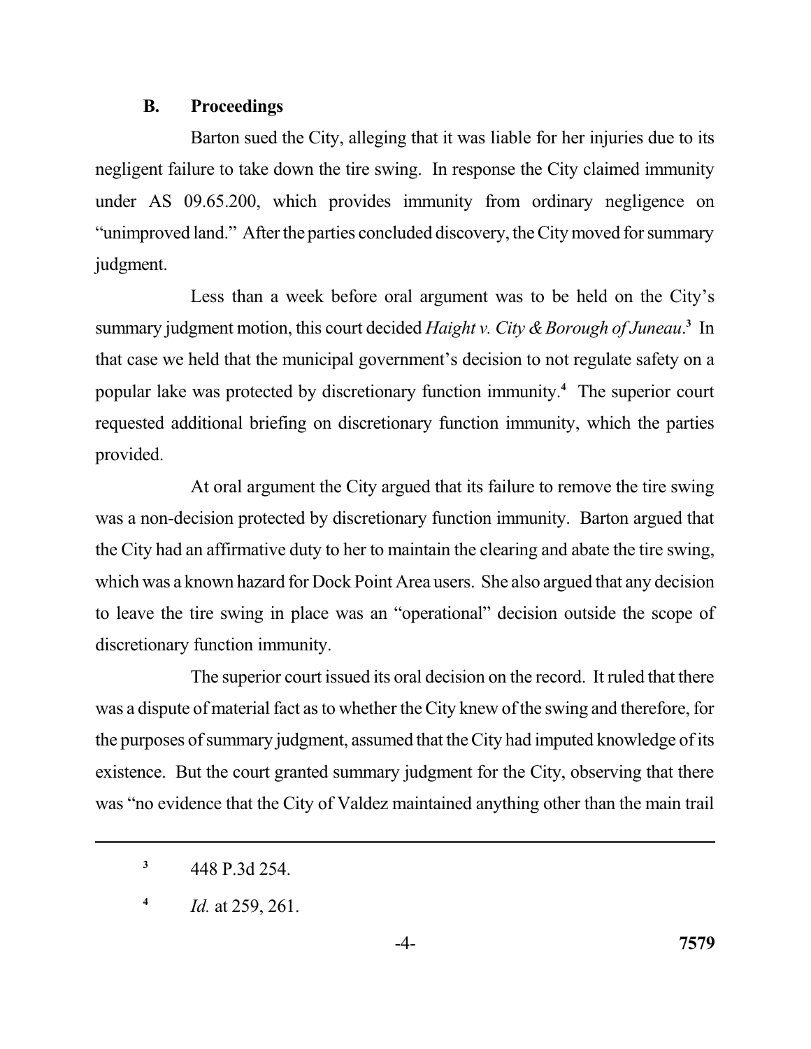### B. Proceedings

Barton sued the City, alleging that it was liable for her injuries due to its negligent failure to take down the tire swing. In response the City claimed immunity under AS 09.65.200, which provides immunity from ordinary negligence on "unimproved land." After the parties concluded discovery, the City moved for summary judgment.

Less than a week before oral argument was to be held on the City's summary judgment motion, this court decided *Haight v. City & Borough of Juneau*.[3] In that case we held that the municipal government's decision to not regulate safety on a popular lake was protected by discretionary function immunity.[4] The superior court requested additional briefing on discretionary function immunity, which the parties provided.

At oral argument the City argued that its failure to remove the tire swing was a non-decision protected by discretionary function immunity. Barton argued that the City had an affirmative duty to her to maintain the clearing and abate the tire swing, which was a known hazard for Dock Point Area users. She also argued that any decision to leave the tire swing in place was an "operational" decision outside the scope of discretionary function immunity.

The superior court issued its oral decision on the record. It ruled that there was a dispute of material fact as to whether the City knew of the swing and therefore, for the purposes of summary judgment, assumed that the City had imputed knowledge of its existence. But the court granted summary judgment for the City, observing that there was "no evidence that the City of Valdez maintained anything other than the main trail

---

[3] 448 P.3d 254.

[4] *Id.* at 259, 261.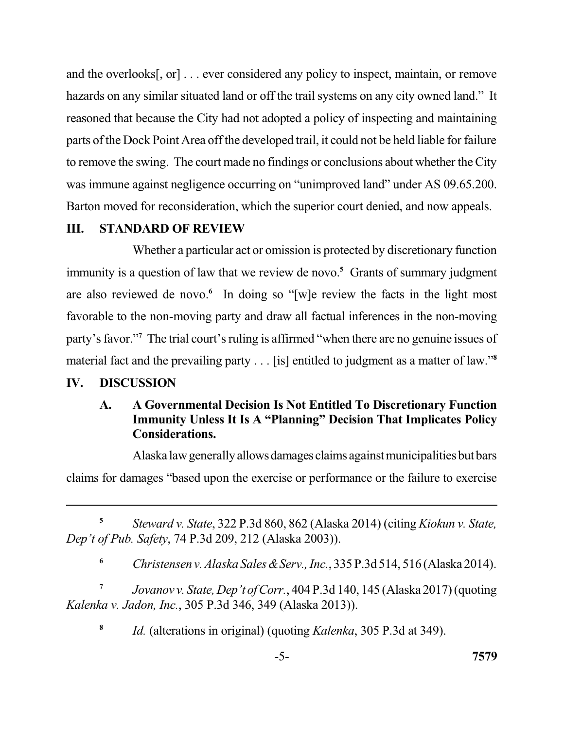and the overlooks[, or] . . . ever considered any policy to inspect, maintain, or remove hazards on any similar situated land or off the trail systems on any city owned land." It reasoned that because the City had not adopted a policy of inspecting and maintaining parts of the Dock Point Area off the developed trail, it could not be held liable for failure to remove the swing. The court made no findings or conclusions about whether the City was immune against negligence occurring on "unimproved land" under AS 09.65.200. Barton moved for reconsideration, which the superior court denied, and now appeals.

## III. STANDARD OF REVIEW

Whether a particular act or omission is protected by discretionary function immunity is a question of law that we review de novo.[5] Grants of summary judgment are also reviewed de novo.[6] In doing so "[w]e review the facts in the light most favorable to the non-moving party and draw all factual inferences in the non-moving party's favor."[7] The trial court's ruling is affirmed "when there are no genuine issues of material fact and the prevailing party . . . [is] entitled to judgment as a matter of law."[8]

## IV. DISCUSSION

### A. A Governmental Decision Is Not Entitled To Discretionary Function Immunity Unless It Is A "Planning" Decision That Implicates Policy Considerations.

Alaska law generally allows damages claims against municipalities but bars claims for damages "based upon the exercise or performance or the failure to exercise

---

[5] *Steward v. State*, 322 P.3d 860, 862 (Alaska 2014) (citing *Kiokun v. State, Dep't of Pub. Safety*, 74 P.3d 209, 212 (Alaska 2003)).

[6] *Christensen v. Alaska Sales & Serv., Inc.*, 335 P.3d 514, 516 (Alaska 2014).

[7] *Jovanov v. State, Dep't of Corr.*, 404 P.3d 140, 145 (Alaska 2017) (quoting *Kalenka v. Jadon, Inc.*, 305 P.3d 346, 349 (Alaska 2013)).

[8] *Id.* (alterations in original) (quoting *Kalenka*, 305 P.3d at 349).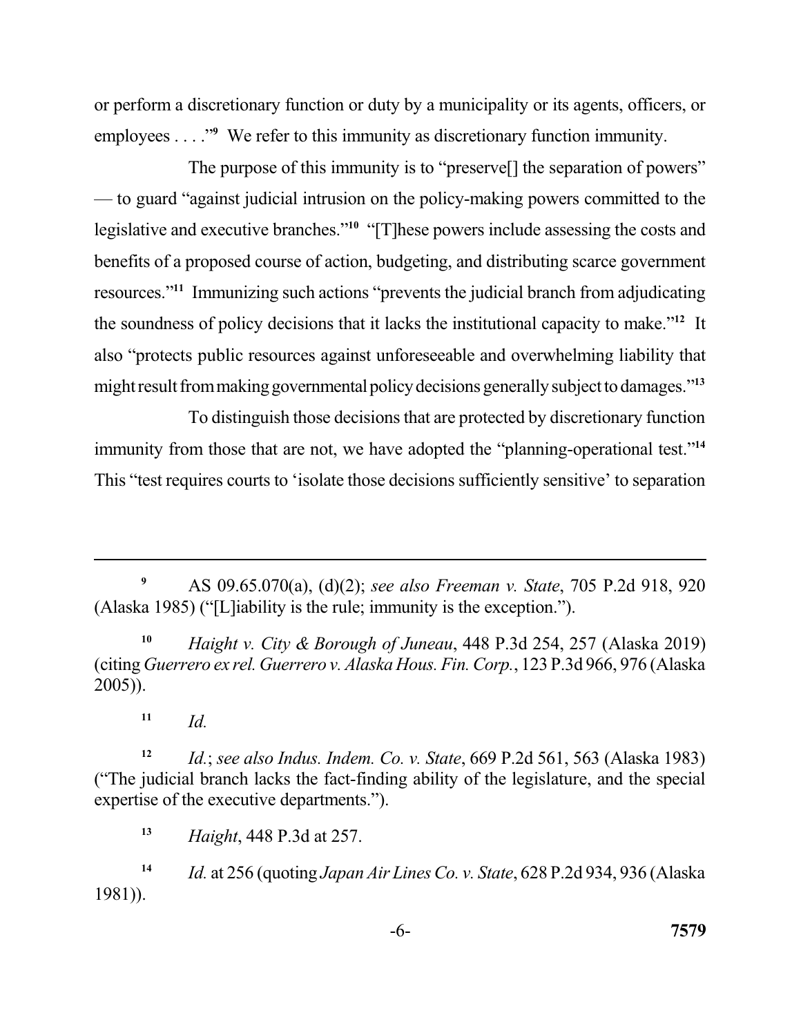or perform a discretionary function or duty by a municipality or its agents, officers, or employees . . . ."[9] We refer to this immunity as discretionary function immunity.

The purpose of this immunity is to "preserve[] the separation of powers" — to guard "against judicial intrusion on the policy-making powers committed to the legislative and executive branches."[10] "[T]hese powers include assessing the costs and benefits of a proposed course of action, budgeting, and distributing scarce government resources."[11] Immunizing such actions "prevents the judicial branch from adjudicating the soundness of policy decisions that it lacks the institutional capacity to make."[12] It also "protects public resources against unforeseeable and overwhelming liability that might result from making governmental policy decisions generally subject to damages."[13]

To distinguish those decisions that are protected by discretionary function immunity from those that are not, we have adopted the "planning-operational test."[14] This "test requires courts to 'isolate those decisions sufficiently sensitive' to separation

---

[9] AS 09.65.070(a), (d)(2); *see also Freeman v. State*, 705 P.2d 918, 920 (Alaska 1985) ("[L]iability is the rule; immunity is the exception.").

[10] *Haight v. City & Borough of Juneau*, 448 P.3d 254, 257 (Alaska 2019) (citing *Guerrero ex rel. Guerrero v. Alaska Hous. Fin. Corp.*, 123 P.3d 966, 976 (Alaska 2005)).

[11] *Id.*

[12] *Id.*; *see also Indus. Indem. Co. v. State*, 669 P.2d 561, 563 (Alaska 1983) ("The judicial branch lacks the fact-finding ability of the legislature, and the special expertise of the executive departments.").

[13] *Haight*, 448 P.3d at 257.

[14] *Id.* at 256 (quoting *Japan Air Lines Co. v. State*, 628 P.2d 934, 936 (Alaska 1981)).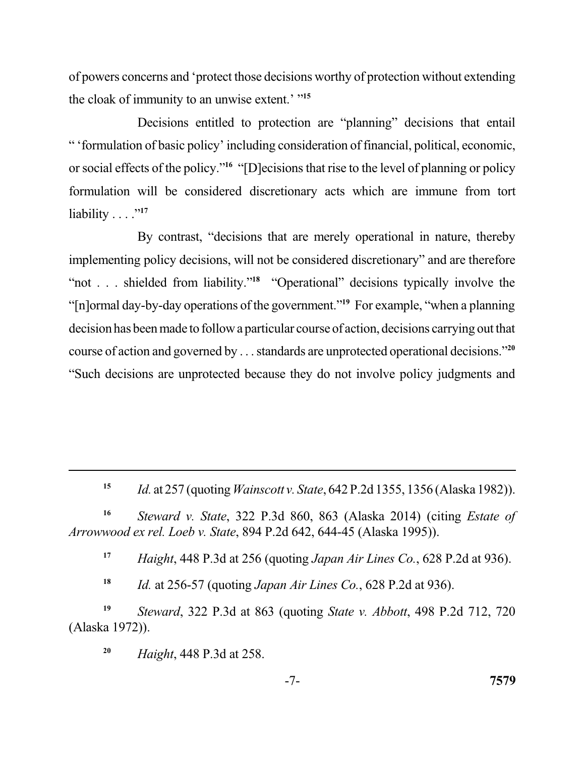of powers concerns and 'protect those decisions worthy of protection without extending the cloak of immunity to an unwise extent.' "[15]

Decisions entitled to protection are "planning" decisions that entail " 'formulation of basic policy' including consideration of financial, political, economic, or social effects of the policy."[16] "[D]ecisions that rise to the level of planning or policy formulation will be considered discretionary acts which are immune from tort liability . . . ."[17]

By contrast, "decisions that are merely operational in nature, thereby implementing policy decisions, will not be considered discretionary" and are therefore "not . . . shielded from liability."[18] "Operational" decisions typically involve the "[n]ormal day-by-day operations of the government."[19] For example, "when a planning decision has been made to follow a particular course of action, decisions carrying out that course of action and governed by . . . standards are unprotected operational decisions."[20] "Such decisions are unprotected because they do not involve policy judgments and

---

[15] *Id.* at 257 (quoting *Wainscott v. State*, 642 P.2d 1355, 1356 (Alaska 1982)).

[16] *Steward v. State*, 322 P.3d 860, 863 (Alaska 2014) (citing *Estate of Arrowwood ex rel. Loeb v. State*, 894 P.2d 642, 644-45 (Alaska 1995)).

[17] *Haight*, 448 P.3d at 256 (quoting *Japan Air Lines Co.*, 628 P.2d at 936).

[18] *Id.* at 256-57 (quoting *Japan Air Lines Co.*, 628 P.2d at 936).

[19] *Steward*, 322 P.3d at 863 (quoting *State v. Abbott*, 498 P.2d 712, 720 (Alaska 1972)).

[20] *Haight*, 448 P.3d at 258.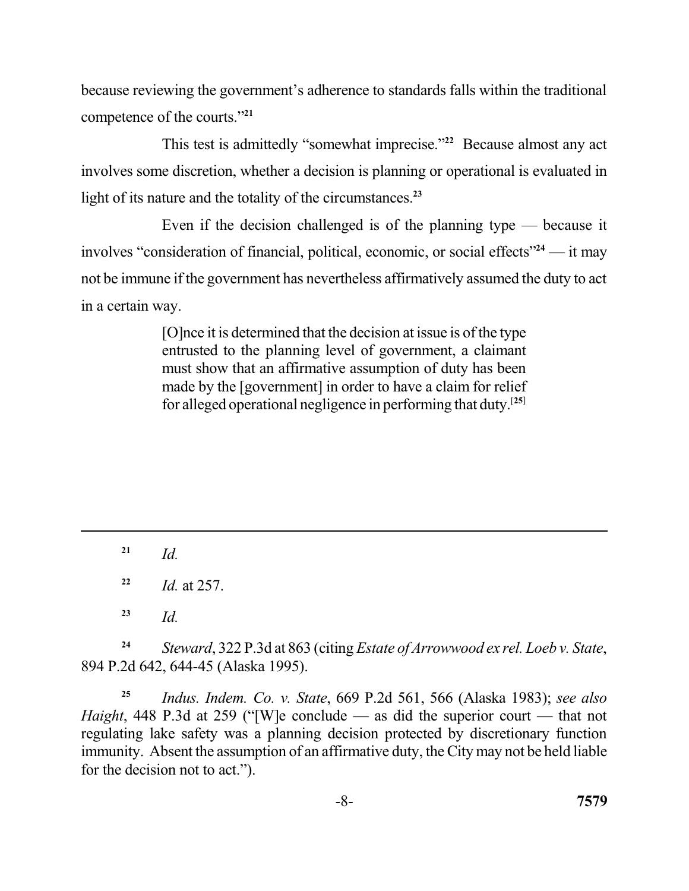because reviewing the government's adherence to standards falls within the traditional competence of the courts."[21]

This test is admittedly "somewhat imprecise."[22] Because almost any act involves some discretion, whether a decision is planning or operational is evaluated in light of its nature and the totality of the circumstances.[23]

Even if the decision challenged is of the planning type — because it involves "consideration of financial, political, economic, or social effects"[24] — it may not be immune if the government has nevertheless affirmatively assumed the duty to act in a certain way.

> [O]nce it is determined that the decision at issue is of the type entrusted to the planning level of government, a claimant must show that an affirmative assumption of duty has been made by the [government] in order to have a claim for relief for alleged operational negligence in performing that duty.[25]

---

[21] *Id.*

[22] *Id.* at 257.

[23] *Id.*

[24] *Steward*, 322 P.3d at 863 (citing *Estate of Arrowwood ex rel. Loeb v. State*, 894 P.2d 642, 644-45 (Alaska 1995).

[25] *Indus. Indem. Co. v. State*, 669 P.2d 561, 566 (Alaska 1983); *see also Haight*, 448 P.3d at 259 ("[W]e conclude — as did the superior court — that not regulating lake safety was a planning decision protected by discretionary function immunity. Absent the assumption of an affirmative duty, the City may not be held liable for the decision not to act.").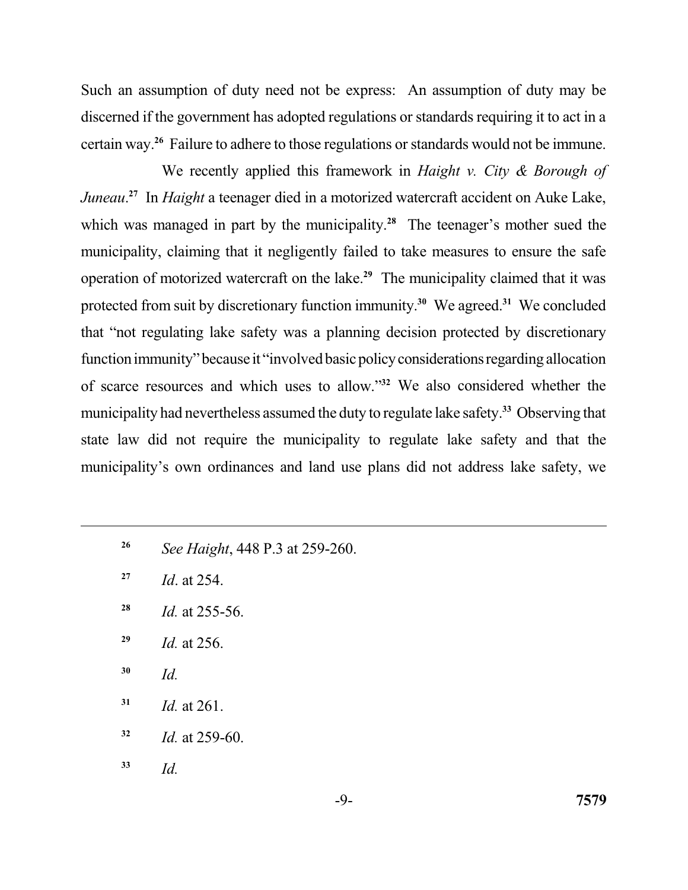Such an assumption of duty need not be express: An assumption of duty may be discerned if the government has adopted regulations or standards requiring it to act in a certain way.[26] Failure to adhere to those regulations or standards would not be immune.

We recently applied this framework in *Haight v. City & Borough of Juneau*.[27] In *Haight* a teenager died in a motorized watercraft accident on Auke Lake, which was managed in part by the municipality.[28] The teenager's mother sued the municipality, claiming that it negligently failed to take measures to ensure the safe operation of motorized watercraft on the lake.[29] The municipality claimed that it was protected from suit by discretionary function immunity.[30] We agreed.[31] We concluded that "not regulating lake safety was a planning decision protected by discretionary function immunity" because it "involved basic policy considerations regarding allocation of scarce resources and which uses to allow."[32] We also considered whether the municipality had nevertheless assumed the duty to regulate lake safety.[33] Observing that state law did not require the municipality to regulate lake safety and that the municipality's own ordinances and land use plans did not address lake safety, we

---

[26] *See Haight*, 448 P.3 at 259-260.

[27] *Id*. at 254.

[28] *Id.* at 255-56.

[29] *Id.* at 256.

[30] *Id.*

[31] *Id.* at 261.

[32] *Id.* at 259-60.

[33] *Id.*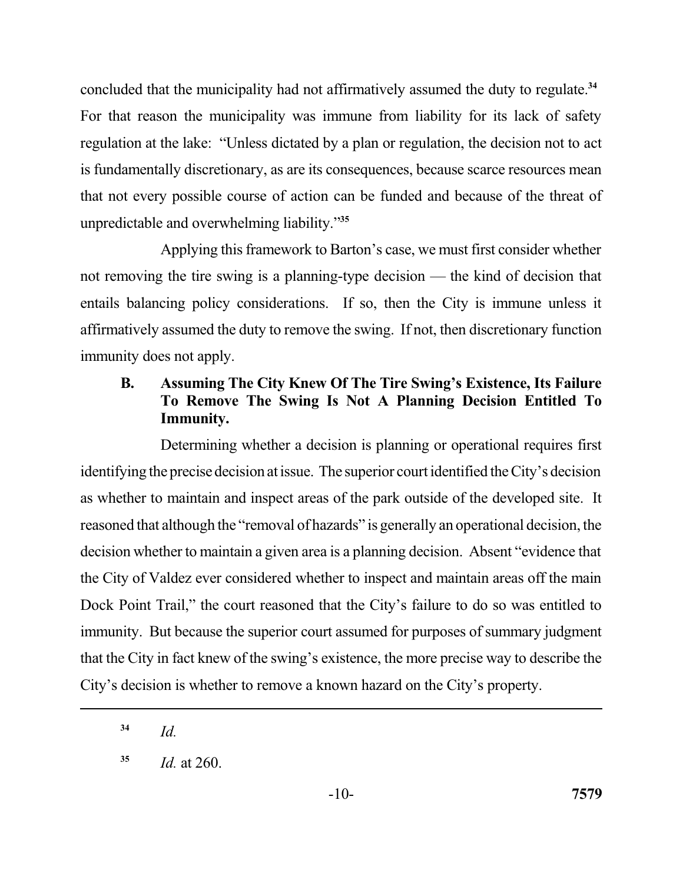concluded that the municipality had not affirmatively assumed the duty to regulate.[34] For that reason the municipality was immune from liability for its lack of safety regulation at the lake: "Unless dictated by a plan or regulation, the decision not to act is fundamentally discretionary, as are its consequences, because scarce resources mean that not every possible course of action can be funded and because of the threat of unpredictable and overwhelming liability."[35]

Applying this framework to Barton's case, we must first consider whether not removing the tire swing is a planning-type decision — the kind of decision that entails balancing policy considerations. If so, then the City is immune unless it affirmatively assumed the duty to remove the swing. If not, then discretionary function immunity does not apply.

### B. Assuming The City Knew Of The Tire Swing's Existence, Its Failure To Remove The Swing Is Not A Planning Decision Entitled To Immunity.

Determining whether a decision is planning or operational requires first identifying the precise decision at issue. The superior court identified the City's decision as whether to maintain and inspect areas of the park outside of the developed site. It reasoned that although the "removal of hazards" is generally an operational decision, the decision whether to maintain a given area is a planning decision. Absent "evidence that the City of Valdez ever considered whether to inspect and maintain areas off the main Dock Point Trail," the court reasoned that the City's failure to do so was entitled to immunity. But because the superior court assumed for purposes of summary judgment that the City in fact knew of the swing's existence, the more precise way to describe the City's decision is whether to remove a known hazard on the City's property.

---

[34] *Id.*

[35] *Id.* at 260.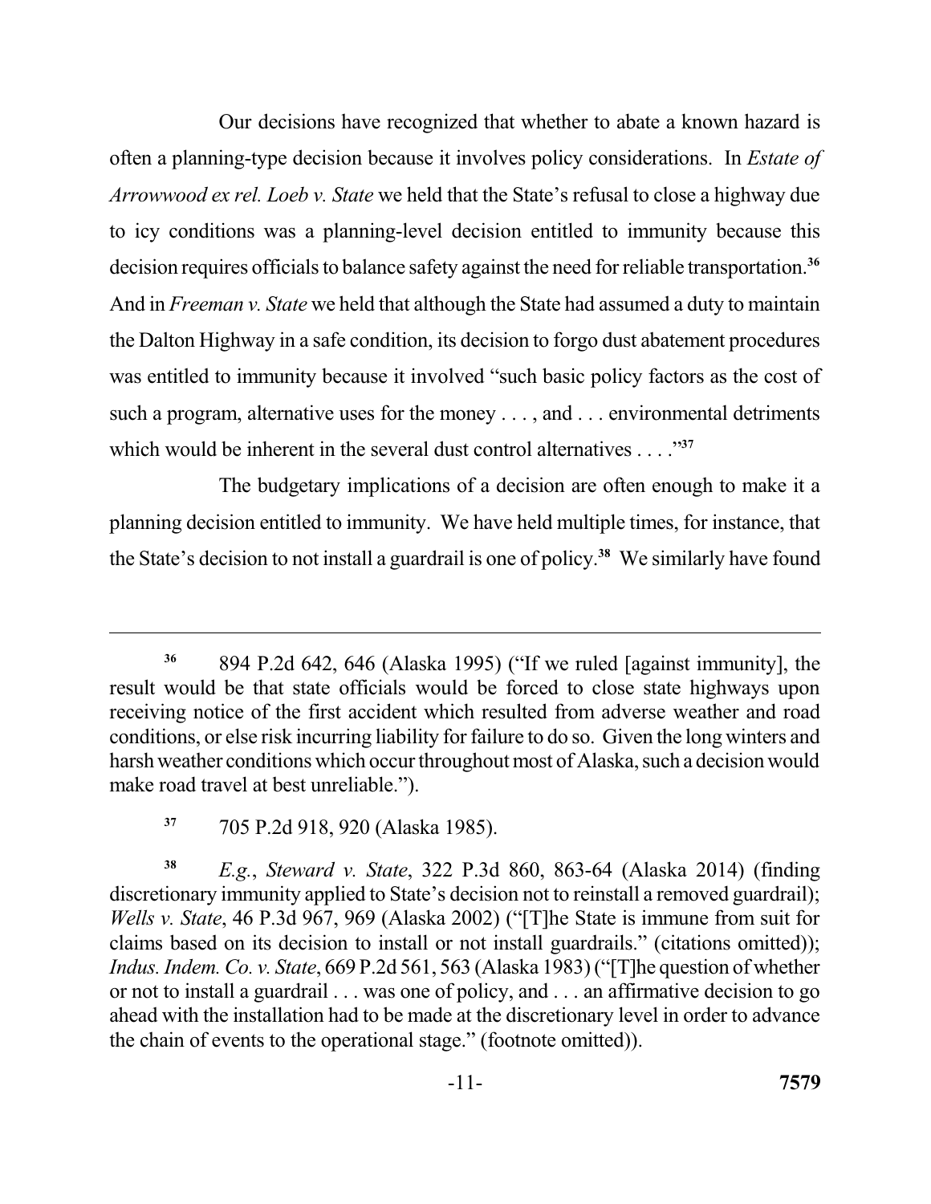Our decisions have recognized that whether to abate a known hazard is often a planning-type decision because it involves policy considerations. In *Estate of Arrowwood ex rel. Loeb v. State* we held that the State's refusal to close a highway due to icy conditions was a planning-level decision entitled to immunity because this decision requires officials to balance safety against the need for reliable transportation.[36] And in *Freeman v. State* we held that although the State had assumed a duty to maintain the Dalton Highway in a safe condition, its decision to forgo dust abatement procedures was entitled to immunity because it involved "such basic policy factors as the cost of such a program, alternative uses for the money . . . , and . . . environmental detriments which would be inherent in the several dust control alternatives . . . ."[37]

The budgetary implications of a decision are often enough to make it a planning decision entitled to immunity. We have held multiple times, for instance, that the State's decision to not install a guardrail is one of policy.[38] We similarly have found

---

[36] 894 P.2d 642, 646 (Alaska 1995) ("If we ruled [against immunity], the result would be that state officials would be forced to close state highways upon receiving notice of the first accident which resulted from adverse weather and road conditions, or else risk incurring liability for failure to do so. Given the long winters and harsh weather conditions which occur throughout most of Alaska, such a decision would make road travel at best unreliable.").

[37] 705 P.2d 918, 920 (Alaska 1985).

[38] *E.g.*, *Steward v. State*, 322 P.3d 860, 863-64 (Alaska 2014) (finding discretionary immunity applied to State's decision not to reinstall a removed guardrail); *Wells v. State*, 46 P.3d 967, 969 (Alaska 2002) ("[T]he State is immune from suit for claims based on its decision to install or not install guardrails." (citations omitted)); *Indus. Indem. Co. v. State*, 669 P.2d 561, 563 (Alaska 1983) ("[T]he question of whether or not to install a guardrail . . . was one of policy, and . . . an affirmative decision to go ahead with the installation had to be made at the discretionary level in order to advance the chain of events to the operational stage." (footnote omitted)).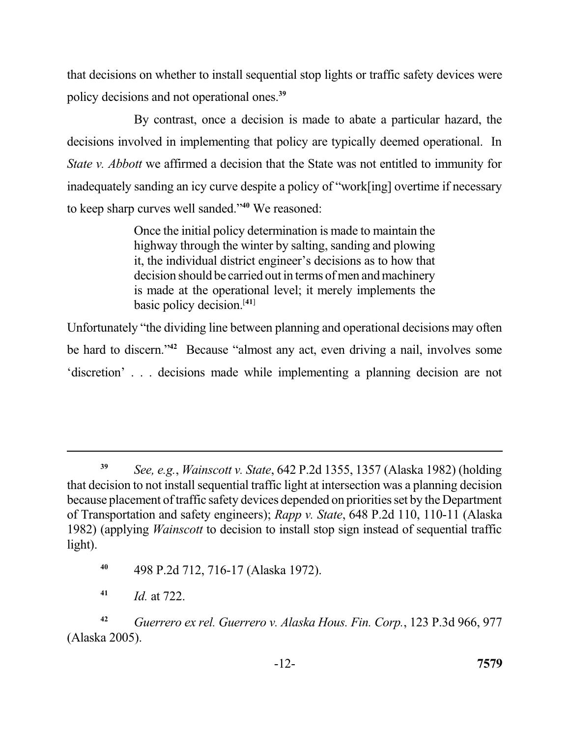that decisions on whether to install sequential stop lights or traffic safety devices were policy decisions and not operational ones.[39]

By contrast, once a decision is made to abate a particular hazard, the decisions involved in implementing that policy are typically deemed operational. In *State v. Abbott* we affirmed a decision that the State was not entitled to immunity for inadequately sanding an icy curve despite a policy of "work[ing] overtime if necessary to keep sharp curves well sanded."[40] We reasoned:

> Once the initial policy determination is made to maintain the highway through the winter by salting, sanding and plowing it, the individual district engineer's decisions as to how that decision should be carried out in terms of men and machinery is made at the operational level; it merely implements the basic policy decision.[41]

Unfortunately "the dividing line between planning and operational decisions may often be hard to discern."[42] Because "almost any act, even driving a nail, involves some 'discretion' . . . decisions made while implementing a planning decision are not

---

[39] *See, e.g.*, *Wainscott v. State*, 642 P.2d 1355, 1357 (Alaska 1982) (holding that decision to not install sequential traffic light at intersection was a planning decision because placement of traffic safety devices depended on priorities set by the Department of Transportation and safety engineers); *Rapp v. State*, 648 P.2d 110, 110-11 (Alaska 1982) (applying *Wainscott* to decision to install stop sign instead of sequential traffic light).

[40] 498 P.2d 712, 716-17 (Alaska 1972).

[41] *Id.* at 722.

[42] *Guerrero ex rel. Guerrero v. Alaska Hous. Fin. Corp.*, 123 P.3d 966, 977 (Alaska 2005).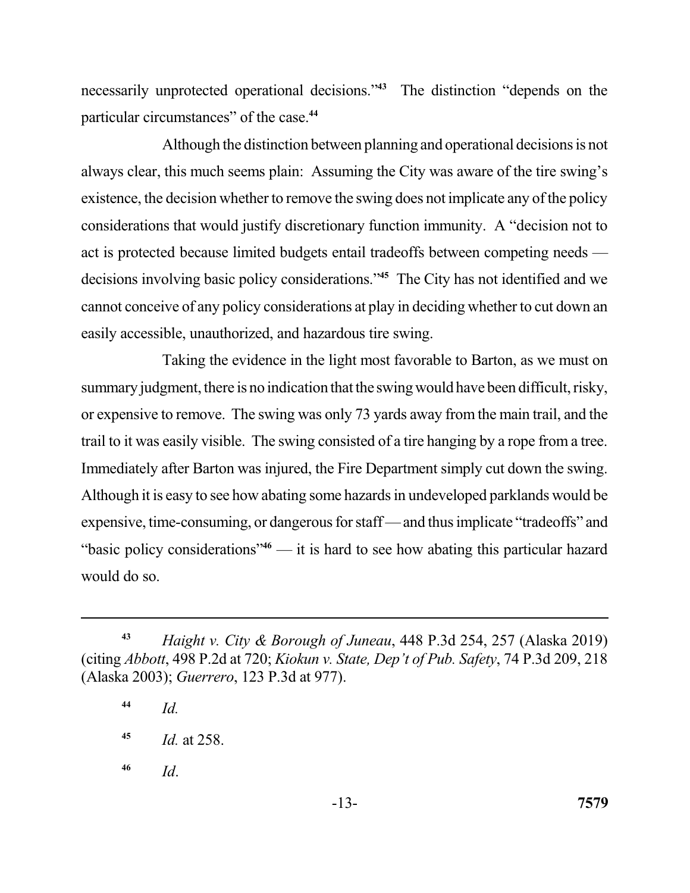necessarily unprotected operational decisions."[43] The distinction "depends on the particular circumstances" of the case.[44]

Although the distinction between planning and operational decisions is not always clear, this much seems plain: Assuming the City was aware of the tire swing's existence, the decision whether to remove the swing does not implicate any of the policy considerations that would justify discretionary function immunity. A "decision not to act is protected because limited budgets entail tradeoffs between competing needs — decisions involving basic policy considerations."[45] The City has not identified and we cannot conceive of any policy considerations at play in deciding whether to cut down an easily accessible, unauthorized, and hazardous tire swing.

Taking the evidence in the light most favorable to Barton, as we must on summary judgment, there is no indication that the swing would have been difficult, risky, or expensive to remove. The swing was only 73 yards away from the main trail, and the trail to it was easily visible. The swing consisted of a tire hanging by a rope from a tree. Immediately after Barton was injured, the Fire Department simply cut down the swing. Although it is easy to see how abating some hazards in undeveloped parklands would be expensive, time-consuming, or dangerous for staff — and thus implicate "tradeoffs" and "basic policy considerations"[46] — it is hard to see how abating this particular hazard would do so.

---

[43] *Haight v. City & Borough of Juneau*, 448 P.3d 254, 257 (Alaska 2019) (citing *Abbott*, 498 P.2d at 720; *Kiokun v. State, Dep't of Pub. Safety*, 74 P.3d 209, 218 (Alaska 2003); *Guerrero*, 123 P.3d at 977).

[44] *Id.*

[45] *Id.* at 258.

[46] *Id*.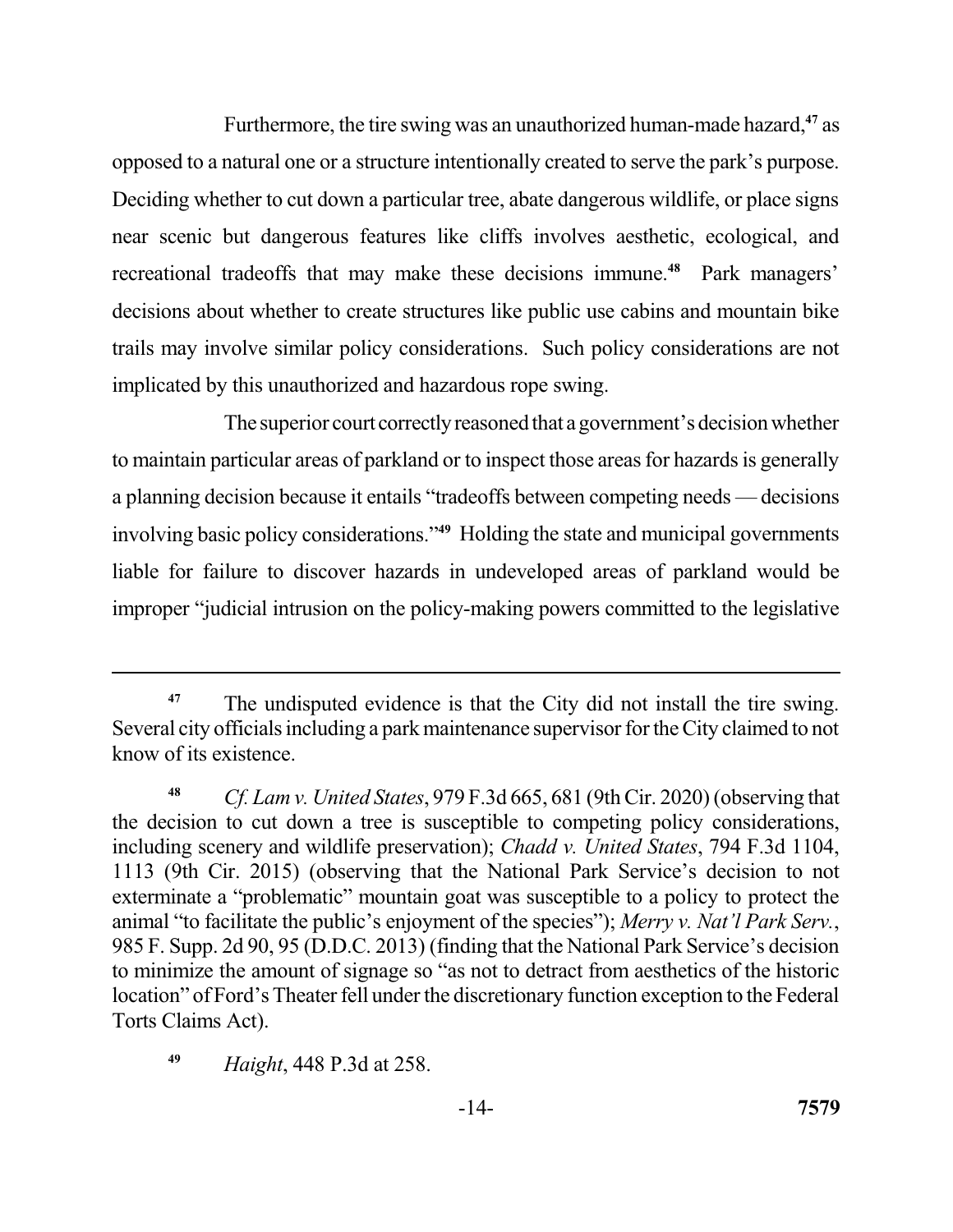Furthermore, the tire swing was an unauthorized human-made hazard,[47] as opposed to a natural one or a structure intentionally created to serve the park's purpose. Deciding whether to cut down a particular tree, abate dangerous wildlife, or place signs near scenic but dangerous features like cliffs involves aesthetic, ecological, and recreational tradeoffs that may make these decisions immune.[48] Park managers' decisions about whether to create structures like public use cabins and mountain bike trails may involve similar policy considerations. Such policy considerations are not implicated by this unauthorized and hazardous rope swing.

The superior court correctly reasoned that a government's decision whether to maintain particular areas of parkland or to inspect those areas for hazards is generally a planning decision because it entails "tradeoffs between competing needs — decisions involving basic policy considerations."[49] Holding the state and municipal governments liable for failure to discover hazards in undeveloped areas of parkland would be improper "judicial intrusion on the policy-making powers committed to the legislative

---

[47] The undisputed evidence is that the City did not install the tire swing. Several city officials including a park maintenance supervisor for the City claimed to not know of its existence.

[48] *Cf. Lam v. United States*, 979 F.3d 665, 681 (9th Cir. 2020) (observing that the decision to cut down a tree is susceptible to competing policy considerations, including scenery and wildlife preservation); *Chadd v. United States*, 794 F.3d 1104, 1113 (9th Cir. 2015) (observing that the National Park Service's decision to not exterminate a "problematic" mountain goat was susceptible to a policy to protect the animal "to facilitate the public's enjoyment of the species"); *Merry v. Nat'l Park Serv.*, 985 F. Supp. 2d 90, 95 (D.D.C. 2013) (finding that the National Park Service's decision to minimize the amount of signage so "as not to detract from aesthetics of the historic location" of Ford's Theater fell under the discretionary function exception to the Federal Torts Claims Act).

[49] *Haight*, 448 P.3d at 258.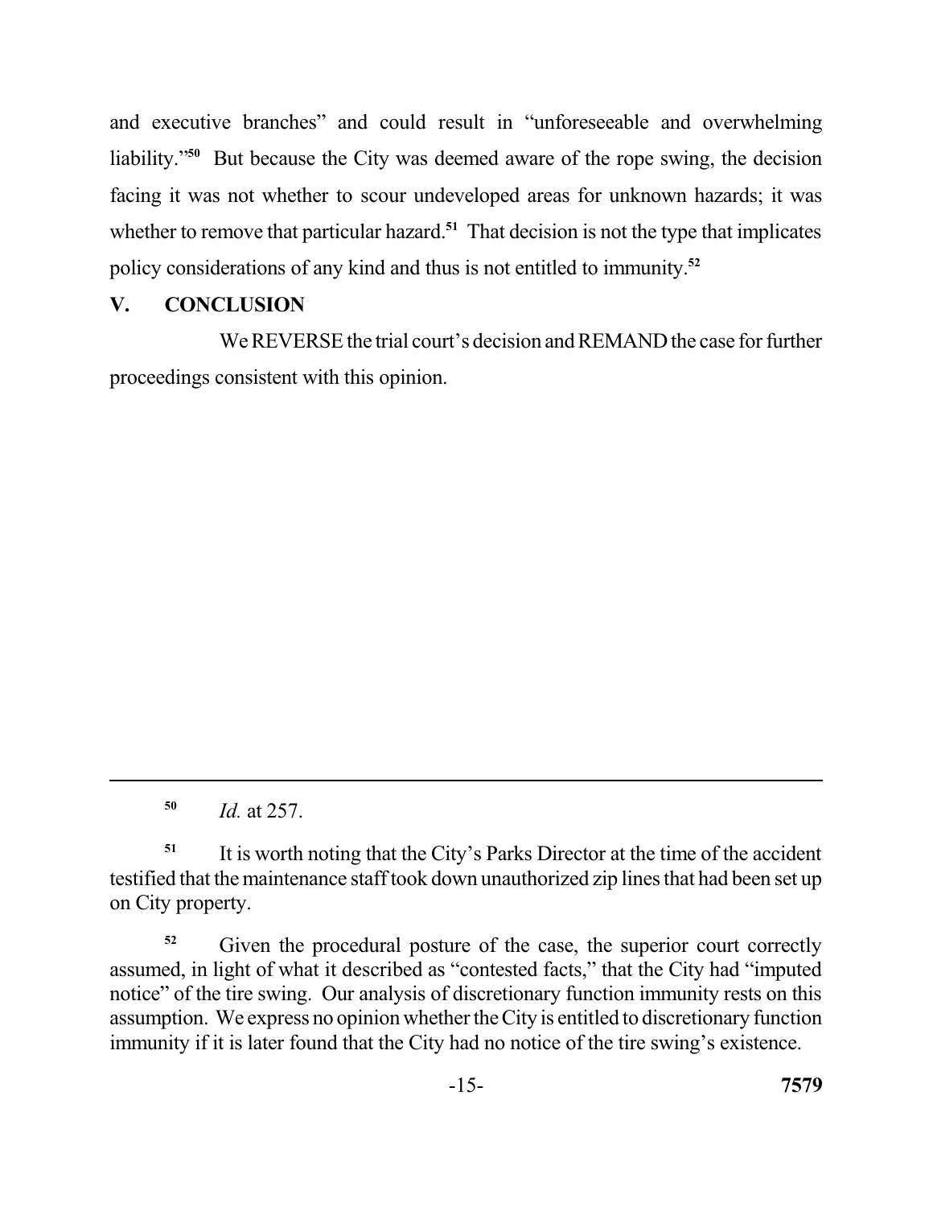and executive branches" and could result in "unforeseeable and overwhelming liability."[50] But because the City was deemed aware of the rope swing, the decision facing it was not whether to scour undeveloped areas for unknown hazards; it was whether to remove that particular hazard.[51] That decision is not the type that implicates policy considerations of any kind and thus is not entitled to immunity.[52]

## V. CONCLUSION

We REVERSE the trial court's decision and REMAND the case for further proceedings consistent with this opinion.

---

[50] *Id.* at 257.

[51] It is worth noting that the City's Parks Director at the time of the accident testified that the maintenance staff took down unauthorized zip lines that had been set up on City property.

[52] Given the procedural posture of the case, the superior court correctly assumed, in light of what it described as "contested facts," that the City had "imputed notice" of the tire swing. Our analysis of discretionary function immunity rests on this assumption. We express no opinion whether the City is entitled to discretionary function immunity if it is later found that the City had no notice of the tire swing's existence.